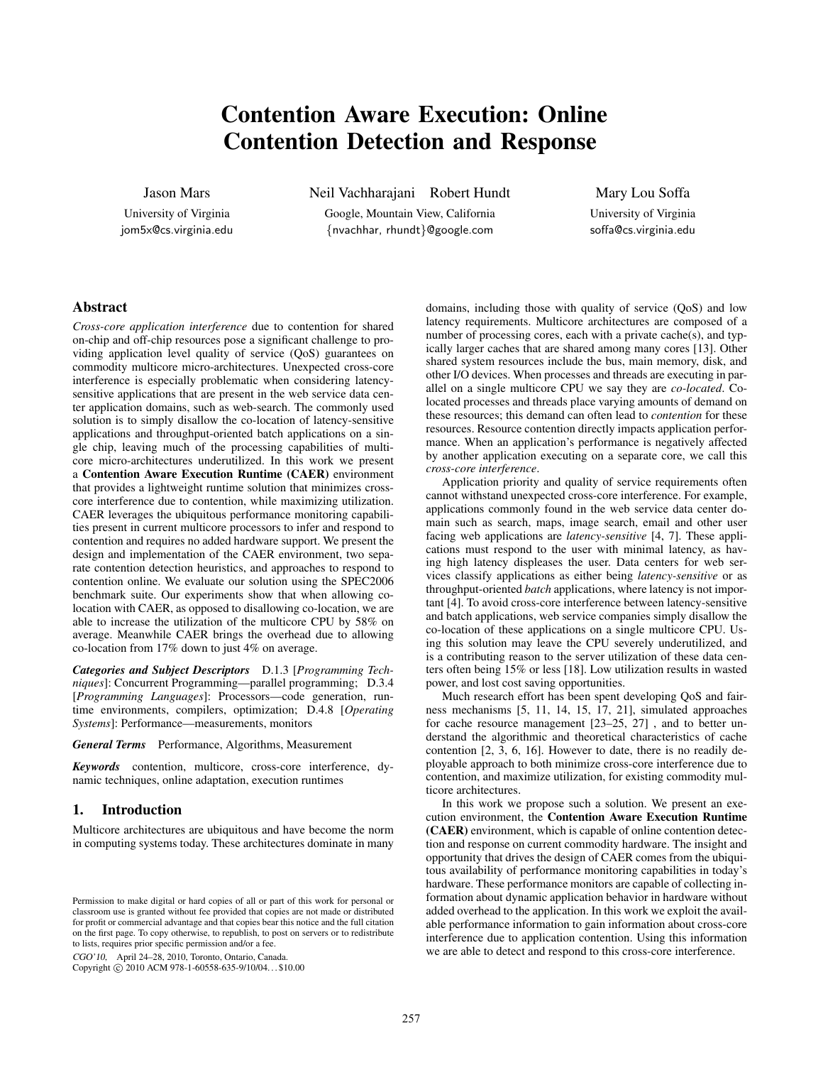# Contention Aware Execution: Online Contention Detection and Response

Jason Mars
University of Virginia
jom5x@cs.virginia.edu

Neil Vachharajani    Robert Hundt
Google, Mountain View, California
{nvachhar, rhundt}@google.com

Mary Lou Soffa
University of Virginia
soffa@cs.virginia.edu

## Abstract

*Cross-core application interference* due to contention for shared on-chip and off-chip resources pose a significant challenge to providing application level quality of service (QoS) guarantees on commodity multicore micro-architectures. Unexpected cross-core interference is especially problematic when considering latency-sensitive applications that are present in the web service data center application domains, such as web-search. The commonly used solution is to simply disallow the co-location of latency-sensitive applications and throughput-oriented batch applications on a single chip, leaving much of the processing capabilities of multicore micro-architectures underutilized. In this work we present a **Contention Aware Execution Runtime (CAER)** environment that provides a lightweight runtime solution that minimizes cross-core interference due to contention, while maximizing utilization. CAER leverages the ubiquitous performance monitoring capabilities present in current multicore processors to infer and respond to contention and requires no added hardware support. We present the design and implementation of the CAER environment, two separate contention detection heuristics, and approaches to respond to contention online. We evaluate our solution using the SPEC2006 benchmark suite. Our experiments show that when allowing co-location with CAER, as opposed to disallowing co-location, we are able to increase the utilization of the multicore CPU by 58% on average. Meanwhile CAER brings the overhead due to allowing co-location from 17% down to just 4% on average.

***Categories and Subject Descriptors*** D.1.3 [*Programming Techniques*]: Concurrent Programming—parallel programming; D.3.4 [*Programming Languages*]: Processors—code generation, runtime environments, compilers, optimization; D.4.8 [*Operating Systems*]: Performance—measurements, monitors

***General Terms*** Performance, Algorithms, Measurement

***Keywords*** contention, multicore, cross-core interference, dynamic techniques, online adaptation, execution runtimes

## 1. Introduction

Multicore architectures are ubiquitous and have become the norm in computing systems today. These architectures dominate in many domains, including those with quality of service (QoS) and low latency requirements. Multicore architectures are composed of a number of processing cores, each with a private cache(s), and typically larger caches that are shared among many cores [13]. Other shared system resources include the bus, main memory, disk, and other I/O devices. When processes and threads are executing in parallel on a single multicore CPU we say they are *co-located*. Co-located processes and threads place varying amounts of demand on these resources; this demand can often lead to *contention* for these resources. Resource contention directly impacts application performance. When an application's performance is negatively affected by another application executing on a separate core, we call this *cross-core interference*.

Application priority and quality of service requirements often cannot withstand unexpected cross-core interference. For example, applications commonly found in the web service data center domain such as search, maps, image search, email and other user facing web applications are *latency-sensitive* [4, 7]. These applications must respond to the user with minimal latency, as having high latency displeases the user. Data centers for web services classify applications as either being *latency-sensitive* or as throughput-oriented *batch* applications, where latency is not important [4]. To avoid cross-core interference between latency-sensitive and batch applications, web service companies simply disallow the co-location of these applications on a single multicore CPU. Using this solution may leave the CPU severely underutilized, and is a contributing reason to the server utilization of these data centers often being 15% or less [18]. Low utilization results in wasted power, and lost cost saving opportunities.

Much research effort has been spent developing QoS and fairness mechanisms [5, 11, 14, 15, 17, 21], simulated approaches for cache resource management [23–25, 27] , and to better understand the algorithmic and theoretical characteristics of cache contention [2, 3, 6, 16]. However to date, there is no readily deployable approach to both minimize cross-core interference due to contention, and maximize utilization, for existing commodity multicore architectures.

In this work we propose such a solution. We present an execution environment, the **Contention Aware Execution Runtime (CAER)** environment, which is capable of online contention detection and response on current commodity hardware. The insight and opportunity that drives the design of CAER comes from the ubiquitous availability of performance monitoring capabilities in today's hardware. These performance monitors are capable of collecting information about dynamic application behavior in hardware without added overhead to the application. In this work we exploit the available performance information to gain information about cross-core interference due to application contention. Using this information we are able to detect and respond to this cross-core interference.

Permission to make digital or hard copies of all or part of this work for personal or classroom use is granted without fee provided that copies are not made or distributed for profit or commercial advantage and that copies bear this notice and the full citation on the first page. To copy otherwise, to republish, to post on servers or to redistribute to lists, requires prior specific permission and/or a fee.

*CGO'10,* April 24–28, 2010, Toronto, Ontario, Canada.
Copyright © 2010 ACM 978-1-60558-635-9/10/04... $10.00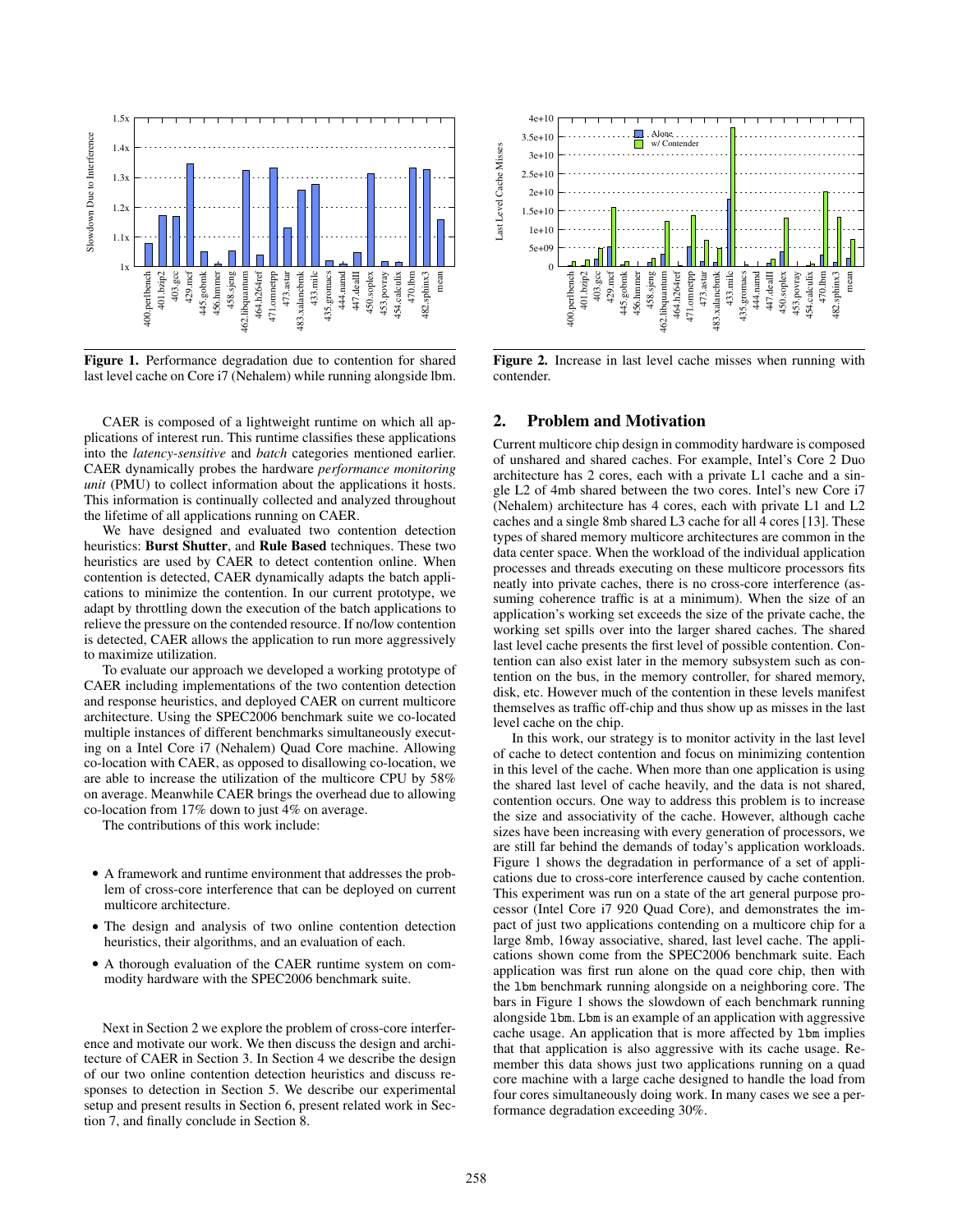Figure 1. Performance degradation due to contention for shared last level cache on Core i7 (Nehalem) while running alongside lbm.

Figure 2. Increase in last level cache misses when running with contender.

CAER is composed of a lightweight runtime on which all applications of interest run. This runtime classifies these applications into the *latency-sensitive* and *batch* categories mentioned earlier. CAER dynamically probes the hardware *performance monitoring unit* (PMU) to collect information about the applications it hosts. This information is continually collected and analyzed throughout the lifetime of all applications running on CAER.

We have designed and evaluated two contention detection heuristics: **Burst Shutter**, and **Rule Based** techniques. These two heuristics are used by CAER to detect contention online. When contention is detected, CAER dynamically adapts the batch applications to minimize the contention. In our current prototype, we adapt by throttling down the execution of the batch applications to relieve the pressure on the contended resource. If no/low contention is detected, CAER allows the application to run more aggressively to maximize utilization.

To evaluate our approach we developed a working prototype of CAER including implementations of the two contention detection and response heuristics, and deployed CAER on current multicore architecture. Using the SPEC2006 benchmark suite we co-located multiple instances of different benchmarks simultaneously executing on a Intel Core i7 (Nehalem) Quad Core machine. Allowing co-location with CAER, as opposed to disallowing co-location, we are able to increase the utilization of the multicore CPU by 58% on average. Meanwhile CAER brings the overhead due to allowing co-location from 17% down to just 4% on average.

The contributions of this work include:

- A framework and runtime environment that addresses the problem of cross-core interference that can be deployed on current multicore architecture.
- The design and analysis of two online contention detection heuristics, their algorithms, and an evaluation of each.
- A thorough evaluation of the CAER runtime system on commodity hardware with the SPEC2006 benchmark suite.

Next in Section 2 we explore the problem of cross-core interference and motivate our work. We then discuss the design and architecture of CAER in Section 3. In Section 4 we describe the design of our two online contention detection heuristics and discuss responses to detection in Section 5. We describe our experimental setup and present results in Section 6, present related work in Section 7, and finally conclude in Section 8.

## 2. Problem and Motivation

Current multicore chip design in commodity hardware is composed of unshared and shared caches. For example, Intel's Core 2 Duo architecture has 2 cores, each with a private L1 cache and a single L2 of 4mb shared between the two cores. Intel's new Core i7 (Nehalem) architecture has 4 cores, each with private L1 and L2 caches and a single 8mb shared L3 cache for all 4 cores [13]. These types of shared memory multicore architectures are common in the data center space. When the workload of the individual application processes and threads executing on these multicore processors fits neatly into private caches, there is no cross-core interference (assuming coherence traffic is at a minimum). When the size of an application's working set exceeds the size of the private cache, the working set spills over into the larger shared caches. The shared last level cache presents the first level of possible contention. Contention can also exist later in the memory subsystem such as contention on the bus, in the memory controller, for shared memory, disk, etc. However much of the contention in these levels manifest themselves as traffic off-chip and thus show up as misses in the last level cache on the chip.

In this work, our strategy is to monitor activity in the last level of cache to detect contention and focus on minimizing contention in this level of the cache. When more than one application is using the shared last level of cache heavily, and the data is not shared, contention occurs. One way to address this problem is to increase the size and associativity of the cache. However, although cache sizes have been increasing with every generation of processors, we are still far behind the demands of today's application workloads. Figure 1 shows the degradation in performance of a set of applications due to cross-core interference caused by cache contention. This experiment was run on a state of the art general purpose processor (Intel Core i7 920 Quad Core), and demonstrates the impact of just two applications contending on a multicore chip for a large 8mb, 16way associative, shared, last level cache. The applications shown come from the SPEC2006 benchmark suite. Each application was first run alone on the quad core chip, then with the `lbm` benchmark running alongside on a neighboring core. The bars in Figure 1 shows the slowdown of each benchmark running alongside `lbm`. `Lbm` is an example of an application with aggressive cache usage. An application that is more affected by `lbm` implies that that application is also aggressive with its cache usage. Remember this data shows just two applications running on a quad core machine with a large cache designed to handle the load from four cores simultaneously doing work. In many cases we see a performance degradation exceeding 30%.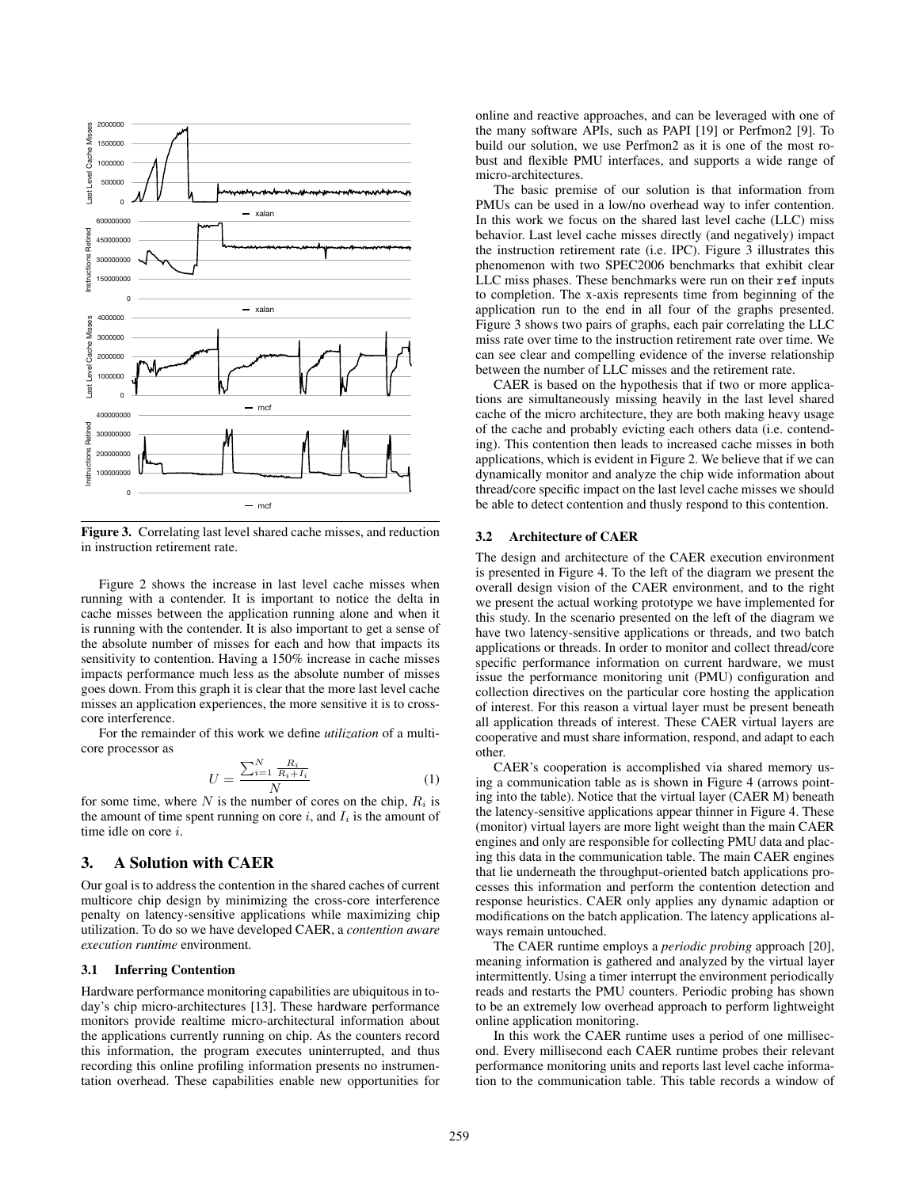Figure 3. Correlating last level shared cache misses, and reduction in instruction retirement rate.

Figure 2 shows the increase in last level cache misses when running with a contender. It is important to notice the delta in cache misses between the application running alone and when it is running with the contender. It is also important to get a sense of the absolute number of misses for each and how that impacts its sensitivity to contention. Having a 150% increase in cache misses impacts performance much less as the absolute number of misses goes down. From this graph it is clear that the more last level cache misses an application experiences, the more sensitive it is to cross-core interference.

For the remainder of this work we define *utilization* of a multicore processor as

$$U = \frac{\sum_{i=1}^{N} \frac{R_i}{R_i + I_i}}{N} \tag{1}$$

for some time, where $N$ is the number of cores on the chip, $R_i$ is the amount of time spent running on core $i$, and $I_i$ is the amount of time idle on core $i$.

## 3. A Solution with CAER

Our goal is to address the contention in the shared caches of current multicore chip design by minimizing the cross-core interference penalty on latency-sensitive applications while maximizing chip utilization. To do so we have developed CAER, a *contention aware execution runtime* environment.

### 3.1 Inferring Contention

Hardware performance monitoring capabilities are ubiquitous in today's chip micro-architectures [13]. These hardware performance monitors provide realtime micro-architectural information about the applications currently running on chip. As the counters record this information, the program executes uninterrupted, and thus recording this online profiling information presents no instrumentation overhead. These capabilities enable new opportunities for online and reactive approaches, and can be leveraged with one of the many software APIs, such as PAPI [19] or Perfmon2 [9]. To build our solution, we use Perfmon2 as it is one of the most robust and flexible PMU interfaces, and supports a wide range of micro-architectures.

The basic premise of our solution is that information from PMUs can be used in a low/no overhead way to infer contention. In this work we focus on the shared last level cache (LLC) miss behavior. Last level cache misses directly (and negatively) impact the instruction retirement rate (i.e. IPC). Figure 3 illustrates this phenomenon with two SPEC2006 benchmarks that exhibit clear LLC miss phases. These benchmarks were run on their `ref` inputs to completion. The x-axis represents time from beginning of the application run to the end in all four of the graphs presented. Figure 3 shows two pairs of graphs, each pair correlating the LLC miss rate over time to the instruction retirement rate over time. We can see clear and compelling evidence of the inverse relationship between the number of LLC misses and the retirement rate.

CAER is based on the hypothesis that if two or more applications are simultaneously missing heavily in the last level shared cache of the micro architecture, they are both making heavy usage of the cache and probably evicting each others data (i.e. contending). This contention then leads to increased cache misses in both applications, which is evident in Figure 2. We believe that if we can dynamically monitor and analyze the chip wide information about thread/core specific impact on the last level cache misses we should be able to detect contention and thusly respond to this contention.

### 3.2 Architecture of CAER

The design and architecture of the CAER execution environment is presented in Figure 4. To the left of the diagram we present the overall design vision of the CAER environment, and to the right we present the actual working prototype we have implemented for this study. In the scenario presented on the left of the diagram we have two latency-sensitive applications or threads, and two batch applications or threads. In order to monitor and collect thread/core specific performance information on current hardware, we must issue the performance monitoring unit (PMU) configuration and collection directives on the particular core hosting the application of interest. For this reason a virtual layer must be present beneath all application threads of interest. These CAER virtual layers are cooperative and must share information, respond, and adapt to each other.

CAER's cooperation is accomplished via shared memory using a communication table as is shown in Figure 4 (arrows pointing into the table). Notice that the virtual layer (CAER M) beneath the latency-sensitive applications appear thinner in Figure 4. These (monitor) virtual layers are more light weight than the main CAER engines and only are responsible for collecting PMU data and placing this data in the communication table. The main CAER engines that lie underneath the throughput-oriented batch applications processes this information and perform the contention detection and response heuristics. CAER only applies any dynamic adaption or modifications on the batch application. The latency applications always remain untouched.

The CAER runtime employs a *periodic probing* approach [20], meaning information is gathered and analyzed by the virtual layer intermittently. Using a timer interrupt the environment periodically reads and restarts the PMU counters. Periodic probing has shown to be an extremely low overhead approach to perform lightweight online application monitoring.

In this work the CAER runtime uses a period of one millisecond. Every millisecond each CAER runtime probes their relevant performance monitoring units and reports last level cache information to the communication table. This table records a window of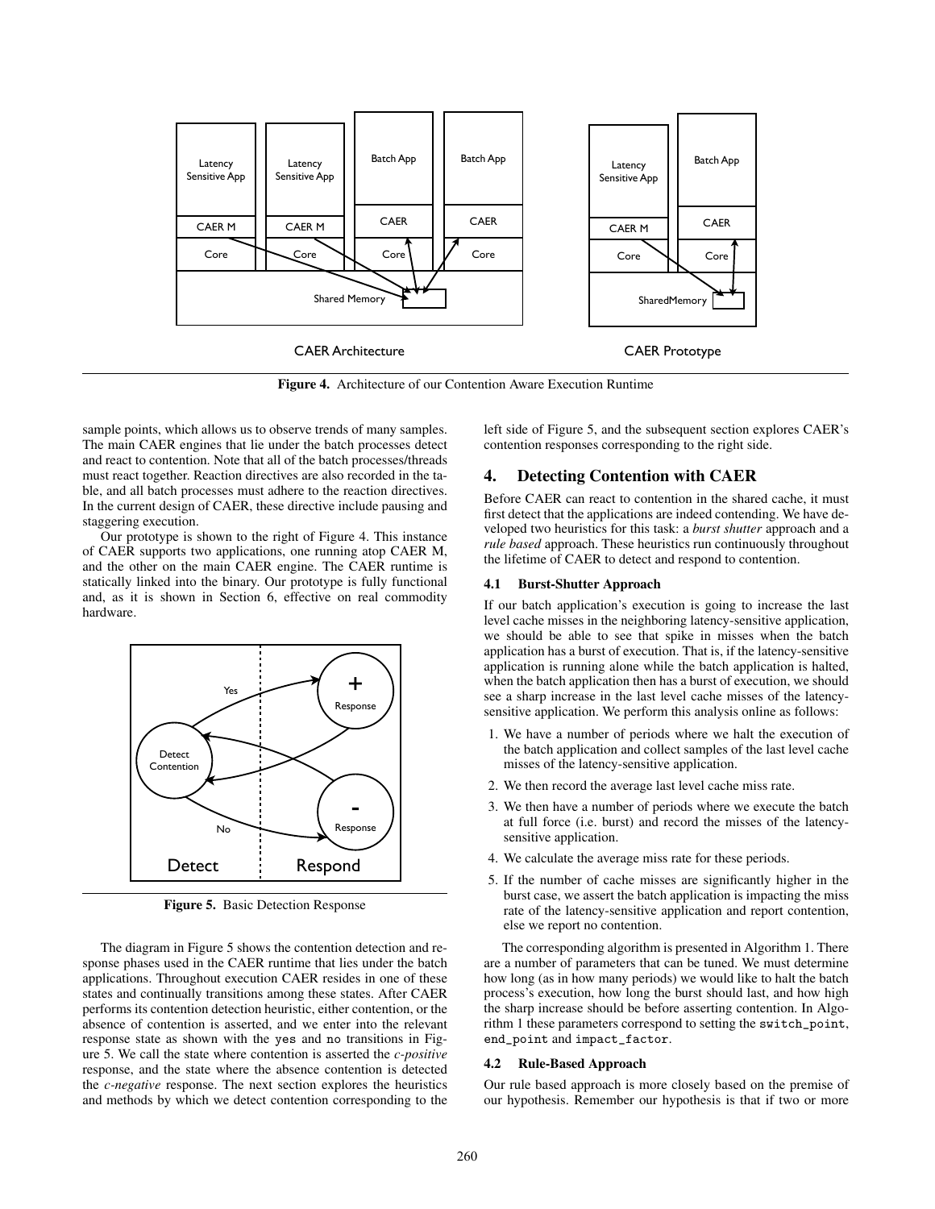Figure 4. Architecture of our Contention Aware Execution Runtime

sample points, which allows us to observe trends of many samples. The main CAER engines that lie under the batch processes detect and react to contention. Note that all of the batch processes/threads must react together. Reaction directives are also recorded in the table, and all batch processes must adhere to the reaction directives. In the current design of CAER, these directive include pausing and staggering execution.

Our prototype is shown to the right of Figure 4. This instance of CAER supports two applications, one running atop CAER M, and the other on the main CAER engine. The CAER runtime is statically linked into the binary. Our prototype is fully functional and, as it is shown in Section 6, effective on real commodity hardware.

Figure 5. Basic Detection Response

The diagram in Figure 5 shows the contention detection and response phases used in the CAER runtime that lies under the batch applications. Throughout execution CAER resides in one of these states and continually transitions among these states. After CAER performs its contention detection heuristic, either contention, or the absence of contention is asserted, and we enter into the relevant response state as shown with the yes and no transitions in Figure 5. We call the state where contention is asserted the *c-positive* response, and the state where the absence contention is detected the *c-negative* response. The next section explores the heuristics and methods by which we detect contention corresponding to the left side of Figure 5, and the subsequent section explores CAER's contention responses corresponding to the right side.

## 4. Detecting Contention with CAER

Before CAER can react to contention in the shared cache, it must first detect that the applications are indeed contending. We have developed two heuristics for this task: a *burst shutter* approach and a *rule based* approach. These heuristics run continuously throughout the lifetime of CAER to detect and respond to contention.

### 4.1 Burst-Shutter Approach

If our batch application's execution is going to increase the last level cache misses in the neighboring latency-sensitive application, we should be able to see that spike in misses when the batch application has a burst of execution. That is, if the latency-sensitive application is running alone while the batch application is halted, when the batch application then has a burst of execution, we should see a sharp increase in the last level cache misses of the latency-sensitive application. We perform this analysis online as follows:

1. We have a number of periods where we halt the execution of the batch application and collect samples of the last level cache misses of the latency-sensitive application.
2. We then record the average last level cache miss rate.
3. We then have a number of periods where we execute the batch at full force (i.e. burst) and record the misses of the latency-sensitive application.
4. We calculate the average miss rate for these periods.
5. If the number of cache misses are significantly higher in the burst case, we assert the batch application is impacting the miss rate of the latency-sensitive application and report contention, else we report no contention.

The corresponding algorithm is presented in Algorithm 1. There are a number of parameters that can be tuned. We must determine how long (as in how many periods) we would like to halt the batch process's execution, how long the burst should last, and how high the sharp increase should be before asserting contention. In Algorithm 1 these parameters correspond to setting the switch_point, end_point and impact_factor.

### 4.2 Rule-Based Approach

Our rule based approach is more closely based on the premise of our hypothesis. Remember our hypothesis is that if two or more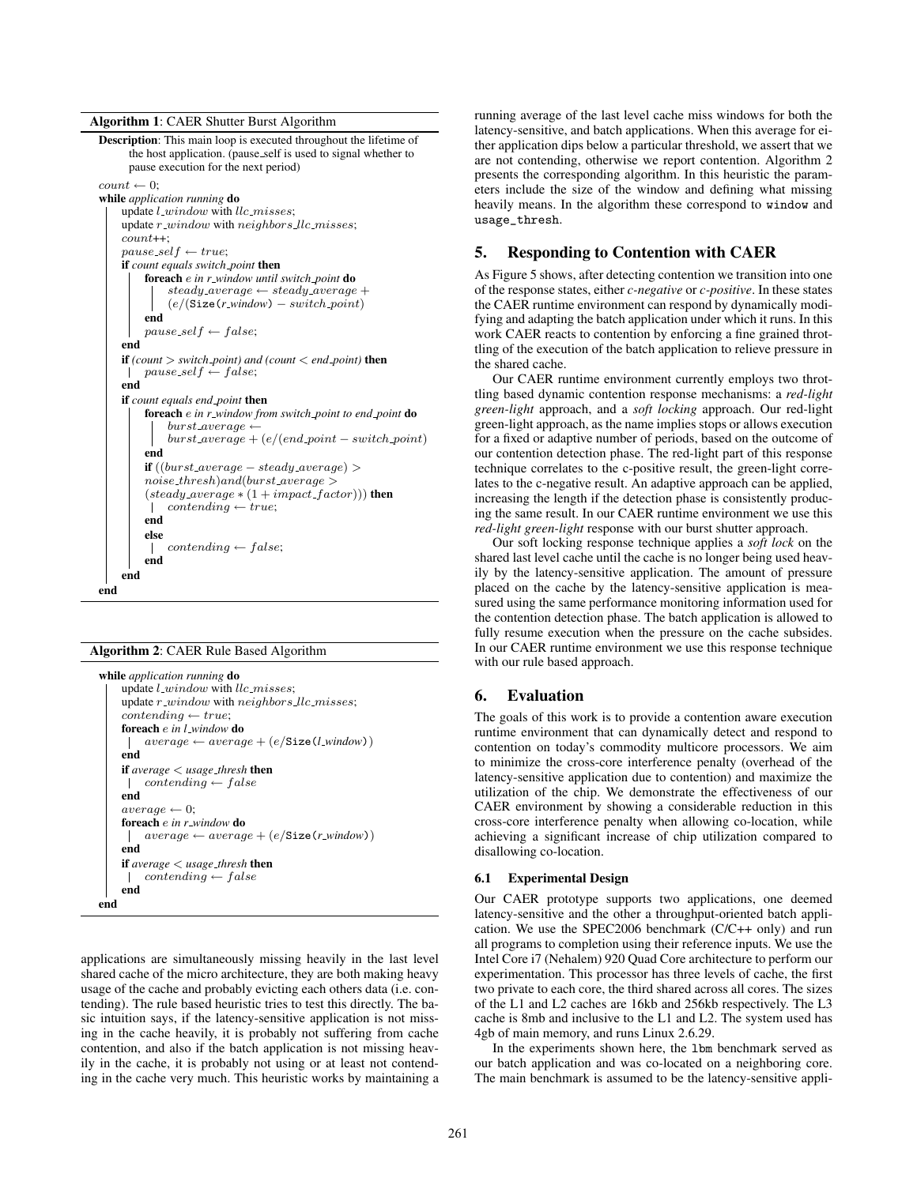**Algorithm 1**: CAER Shutter Burst Algorithm

**Description**: This main loop is executed throughout the lifetime of the host application. (pause_self is used to signal whether to pause execution for the next period)

```
count ← 0;
while application running do
    update l_window with llc_misses;
    update r_window with neighbors_llc_misses;
    count++;
    pause_self ← true;
    if count equals switch_point then
        foreach e in r_window until switch_point do
            steady_average ← steady_average +
            (e/(Size(r_window) − switch_point)
        end
        pause_self ← false;
    end
    if (count > switch_point) and (count < end_point) then
        pause_self ← false;
    end
    if count equals end_point then
        foreach e in r_window from switch_point to end_point do
            burst_average ←
            burst_average + (e/(end_point − switch_point)
        end
        if ((burst_average − steady_average) >
        noise_thresh)and(burst_average >
        (steady_average ∗ (1 + impact_factor))) then
            contending ← true;
        end
        else
            contending ← false;
        end
    end
end
```

**Algorithm 2**: CAER Rule Based Algorithm

```
while application running do
    update l_window with llc_misses;
    update r_window with neighbors_llc_misses;
    contending ← true;
    foreach e in l_window do
        average ← average + (e/Size(l_window))
    end
    if average < usage_thresh then
        contending ← false
    end
    average ← 0;
    foreach e in r_window do
        average ← average + (e/Size(r_window))
    end
    if average < usage_thresh then
        contending ← false
    end
end
```

applications are simultaneously missing heavily in the last level shared cache of the micro architecture, they are both making heavy usage of the cache and probably evicting each others data (i.e. contending). The rule based heuristic tries to test this directly. The basic intuition says, if the latency-sensitive application is not missing in the cache heavily, it is probably not suffering from cache contention, and also if the batch application is not missing heavily in the cache, it is probably not using or at least not contending in the cache very much. This heuristic works by maintaining a running average of the last level cache miss windows for both the latency-sensitive, and batch applications. When this average for either application dips below a particular threshold, we assert that we are not contending, otherwise we report contention. Algorithm 2 presents the corresponding algorithm. In this heuristic the parameters include the size of the window and defining what missing heavily means. In the algorithm these correspond to `window` and `usage_thresh`.

## 5. Responding to Contention with CAER

As Figure 5 shows, after detecting contention we transition into one of the response states, either *c-negative* or *c-positive*. In these states the CAER runtime environment can respond by dynamically modifying and adapting the batch application under which it runs. In this work CAER reacts to contention by enforcing a fine grained throttling of the execution of the batch application to relieve pressure in the shared cache.

Our CAER runtime environment currently employs two throttling based dynamic contention response mechanisms: a *red-light green-light* approach, and a *soft locking* approach. Our red-light green-light approach, as the name implies stops or allows execution for a fixed or adaptive number of periods, based on the outcome of our contention detection phase. The red-light part of this response technique correlates to the c-positive result, the green-light correlates to the c-negative result. An adaptive approach can be applied, increasing the length if the detection phase is consistently producing the same result. In our CAER runtime environment we use this *red-light green-light* response with our burst shutter approach.

Our soft locking response technique applies a *soft lock* on the shared last level cache until the cache is no longer being used heavily by the latency-sensitive application. The amount of pressure placed on the cache by the latency-sensitive application is measured using the same performance monitoring information used for the contention detection phase. The batch application is allowed to fully resume execution when the pressure on the cache subsides. In our CAER runtime environment we use this response technique with our rule based approach.

## 6. Evaluation

The goals of this work is to provide a contention aware execution runtime environment that can dynamically detect and respond to contention on today's commodity multicore processors. We aim to minimize the cross-core interference penalty (overhead of the latency-sensitive application due to contention) and maximize the utilization of the chip. We demonstrate the effectiveness of our CAER environment by showing a considerable reduction in this cross-core interference penalty when allowing co-location, while achieving a significant increase of chip utilization compared to disallowing co-location.

### 6.1 Experimental Design

Our CAER prototype supports two applications, one deemed latency-sensitive and the other a throughput-oriented batch application. We use the SPEC2006 benchmark (C/C++ only) and run all programs to completion using their reference inputs. We use the Intel Core i7 (Nehalem) 920 Quad Core architecture to perform our experimentation. This processor has three levels of cache, the first two private to each core, the third shared across all cores. The sizes of the L1 and L2 caches are 16kb and 256kb respectively. The L3 cache is 8mb and inclusive to the L1 and L2. The system used has 4gb of main memory, and runs Linux 2.6.29.

In the experiments shown here, the `lbm` benchmark served as our batch application and was co-located on a neighboring core. The main benchmark is assumed to be the latency-sensitive appli-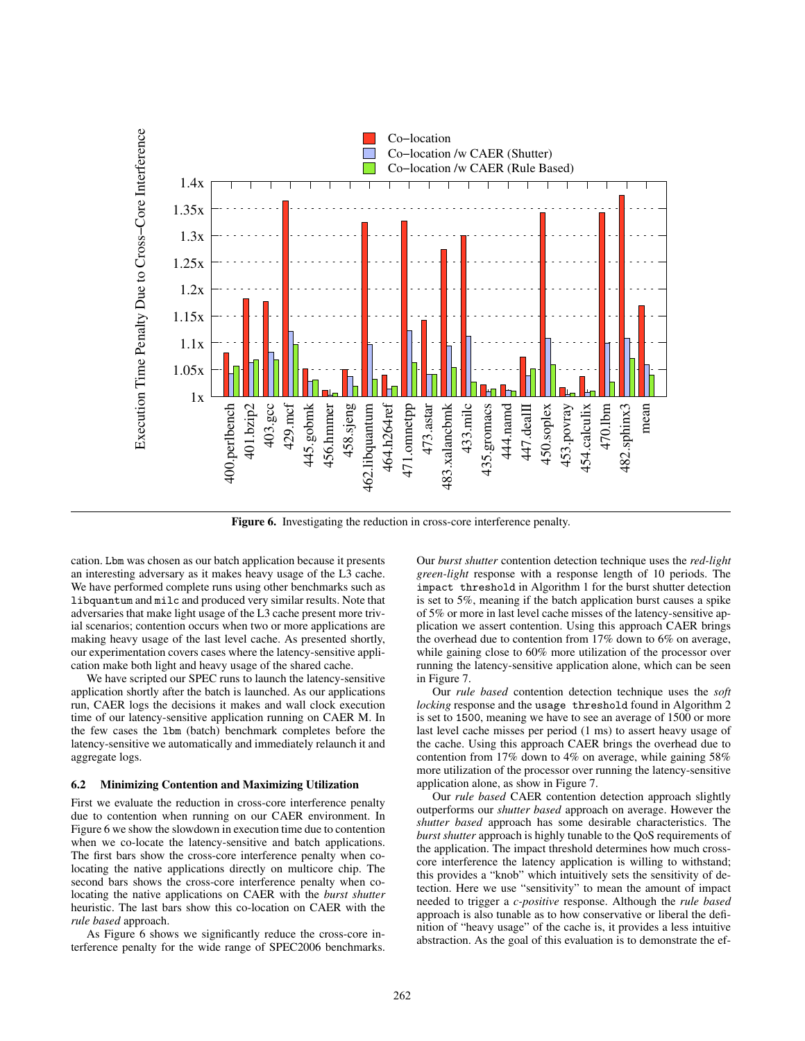**Figure 6.** Investigating the reduction in cross-core interference penalty.

cation. Lbm was chosen as our batch application because it presents an interesting adversary as it makes heavy usage of the L3 cache. We have performed complete runs using other benchmarks such as libquantum and milc and produced very similar results. Note that adversaries that make light usage of the L3 cache present more trivial scenarios; contention occurs when two or more applications are making heavy usage of the last level cache. As presented shortly, our experimentation covers cases where the latency-sensitive application make both light and heavy usage of the shared cache.

We have scripted our SPEC runs to launch the latency-sensitive application shortly after the batch is launched. As our applications run, CAER logs the decisions it makes and wall clock execution time of our latency-sensitive application running on CAER M. In the few cases the lbm (batch) benchmark completes before the latency-sensitive we automatically and immediately relaunch it and aggregate logs.

### 6.2 Minimizing Contention and Maximizing Utilization

First we evaluate the reduction in cross-core interference penalty due to contention when running on our CAER environment. In Figure 6 we show the slowdown in execution time due to contention when we co-locate the latency-sensitive and batch applications. The first bars show the cross-core interference penalty when co-locating the native applications directly on multicore chip. The second bars shows the cross-core interference penalty when co-locating the native applications on CAER with the *burst shutter* heuristic. The last bars show this co-location on CAER with the *rule based* approach.

As Figure 6 shows we significantly reduce the cross-core interference penalty for the wide range of SPEC2006 benchmarks. Our *burst shutter* contention detection technique uses the *red-light green-light* response with a response length of 10 periods. The impact threshold in Algorithm 1 for the burst shutter detection is set to 5%, meaning if the batch application burst causes a spike of 5% or more in last level cache misses of the latency-sensitive application we assert contention. Using this approach CAER brings the overhead due to contention from 17% down to 6% on average, while gaining close to 60% more utilization of the processor over running the latency-sensitive application alone, which can be seen in Figure 7.

Our *rule based* contention detection technique uses the *soft locking* response and the usage threshold found in Algorithm 2 is set to 1500, meaning we have to see an average of 1500 or more last level cache misses per period (1 ms) to assert heavy usage of the cache. Using this approach CAER brings the overhead due to contention from 17% down to 4% on average, while gaining 58% more utilization of the processor over running the latency-sensitive application alone, as show in Figure 7.

Our *rule based* CAER contention detection approach slightly outperforms our *shutter based* approach on average. However the *shutter based* approach has some desirable characteristics. The *burst shutter* approach is highly tunable to the QoS requirements of the application. The impact threshold determines how much cross-core interference the latency application is willing to withstand; this provides a "knob" which intuitively sets the sensitivity of detection. Here we use "sensitivity" to mean the amount of impact needed to trigger a *c-positive* response. Although the *rule based* approach is also tunable as to how conservative or liberal the definition of "heavy usage" of the cache is, it provides a less intuitive abstraction. As the goal of this evaluation is to demonstrate the ef-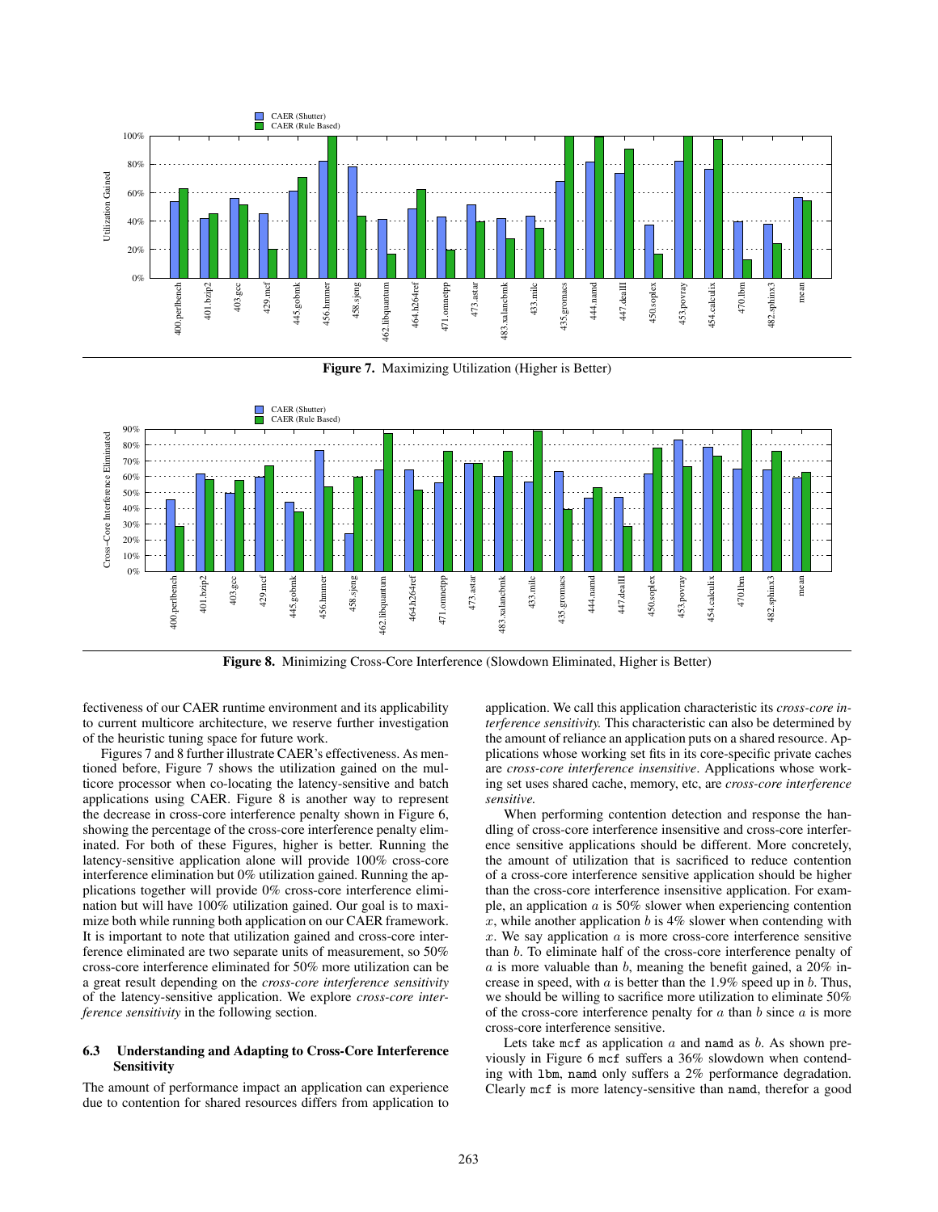**Figure 7.** Maximizing Utilization (Higher is Better)

**Figure 8.** Minimizing Cross-Core Interference (Slowdown Eliminated, Higher is Better)

fectiveness of our CAER runtime environment and its applicability to current multicore architecture, we reserve further investigation of the heuristic tuning space for future work.

Figures 7 and 8 further illustrate CAER's effectiveness. As mentioned before, Figure 7 shows the utilization gained on the multicore processor when co-locating the latency-sensitive and batch applications using CAER. Figure 8 is another way to represent the decrease in cross-core interference penalty shown in Figure 6, showing the percentage of the cross-core interference penalty eliminated. For both of these Figures, higher is better. Running the latency-sensitive application alone will provide 100% cross-core interference elimination but 0% utilization gained. Running the applications together will provide 0% cross-core interference elimination but will have 100% utilization gained. Our goal is to maximize both while running both application on our CAER framework. It is important to note that utilization gained and cross-core interference eliminated are two separate units of measurement, so 50% cross-core interference eliminated for 50% more utilization can be a great result depending on the *cross-core interference sensitivity* of the latency-sensitive application. We explore *cross-core interference sensitivity* in the following section.

### 6.3 Understanding and Adapting to Cross-Core Interference Sensitivity

The amount of performance impact an application can experience due to contention for shared resources differs from application to application. We call this application characteristic its *cross-core interference sensitivity.* This characteristic can also be determined by the amount of reliance an application puts on a shared resource. Applications whose working set fits in its core-specific private caches are *cross-core interference insensitive*. Applications whose working set uses shared cache, memory, etc, are *cross-core interference sensitive.*

When performing contention detection and response the handling of cross-core interference insensitive and cross-core interference sensitive applications should be different. More concretely, the amount of utilization that is sacrificed to reduce contention of a cross-core interference sensitive application should be higher than the cross-core interference insensitive application. For example, an application $a$ is 50% slower when experiencing contention $x$, while another application $b$ is 4% slower when contending with $x$. We say application $a$ is more cross-core interference sensitive than $b$. To eliminate half of the cross-core interference penalty of $a$ is more valuable than $b$, meaning the benefit gained, a 20% increase in speed, with $a$ is better than the 1.9% speed up in $b$. Thus, we should be willing to sacrifice more utilization to eliminate 50% of the cross-core interference penalty for $a$ than $b$ since $a$ is more cross-core interference sensitive.

Lets take mcf as application $a$ and namd as $b$. As shown previously in Figure 6 mcf suffers a 36% slowdown when contending with lbm, namd only suffers a 2% performance degradation. Clearly mcf is more latency-sensitive than namd, therefor a good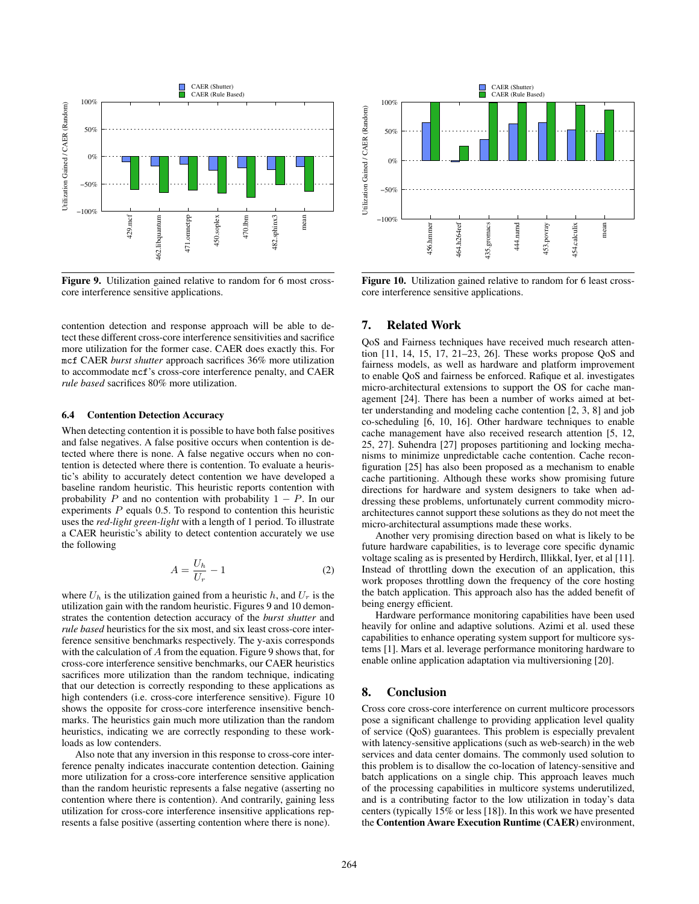Figure 9. Utilization gained relative to random for 6 most cross-core interference sensitive applications.

Figure 10. Utilization gained relative to random for 6 least cross-core interference sensitive applications.

contention detection and response approach will be able to detect these different cross-core interference sensitivities and sacrifice more utilization for the former case. CAER does exactly this. For `mcf` CAER *burst shutter* approach sacrifices 36% more utilization to accommodate `mcf`'s cross-core interference penalty, and CAER *rule based* sacrifices 80% more utilization.

### 6.4 Contention Detection Accuracy

When detecting contention it is possible to have both false positives and false negatives. A false positive occurs when contention is detected where there is none. A false negative occurs when no contention is detected where there is contention. To evaluate a heuristic's ability to accurately detect contention we have developed a baseline random heuristic. This heuristic reports contention with probability $P$ and no contention with probability $1 - P$. In our experiments $P$ equals 0.5. To respond to contention this heuristic uses the *red-light green-light* with a length of 1 period. To illustrate a CAER heuristic's ability to detect contention accurately we use the following

$$A = \frac{U_h}{U_r} - 1 \tag{2}$$

where $U_h$ is the utilization gained from a heuristic $h$, and $U_r$ is the utilization gain with the random heuristic. Figures 9 and 10 demonstrates the contention detection accuracy of the *burst shutter* and *rule based* heuristics for the six most, and six least cross-core interference sensitive benchmarks respectively. The y-axis corresponds with the calculation of $A$ from the equation. Figure 9 shows that, for cross-core interference sensitive benchmarks, our CAER heuristics sacrifices more utilization than the random technique, indicating that our detection is correctly responding to these applications as high contenders (i.e. cross-core interference sensitive). Figure 10 shows the opposite for cross-core interference insensitive benchmarks. The heuristics gain much more utilization than the random heuristics, indicating we are correctly responding to these workloads as low contenders.

Also note that any inversion in this response to cross-core interference penalty indicates inaccurate contention detection. Gaining more utilization for a cross-core interference sensitive application than the random heuristic represents a false negative (asserting no contention where there is contention). And contrarily, gaining less utilization for cross-core interference insensitive applications represents a false positive (asserting contention where there is none).

## 7. Related Work

QoS and Fairness techniques have received much research attention [11, 14, 15, 17, 21–23, 26]. These works propose QoS and fairness models, as well as hardware and platform improvement to enable QoS and fairness be enforced. Rafique et al. investigates micro-architectural extensions to support the OS for cache management [24]. There has been a number of works aimed at better understanding and modeling cache contention [2, 3, 8] and job co-scheduling [6, 10, 16]. Other hardware techniques to enable cache management have also received research attention [5, 12, 25, 27]. Suhendra [27] proposes partitioning and locking mechanisms to minimize unpredictable cache contention. Cache reconfiguration [25] has also been proposed as a mechanism to enable cache partitioning. Although these works show promising future directions for hardware and system designers to take when addressing these problems, unfortunately current commodity microarchitectures cannot support these solutions as they do not meet the micro-architectural assumptions made these works.

Another very promising direction based on what is likely to be future hardware capabilities, is to leverage core specific dynamic voltage scaling as is presented by Herdirch, Illikkal, Iyer, et al [11]. Instead of throttling down the execution of an application, this work proposes throttling down the frequency of the core hosting the batch application. This approach also has the added benefit of being energy efficient.

Hardware performance monitoring capabilities have been used heavily for online and adaptive solutions. Azimi et al. used these capabilities to enhance operating system support for multicore systems [1]. Mars et al. leverage performance monitoring hardware to enable online application adaptation via multiversioning [20].

## 8. Conclusion

Cross core cross-core interference on current multicore processors pose a significant challenge to providing application level quality of service (QoS) guarantees. This problem is especially prevalent with latency-sensitive applications (such as web-search) in the web services and data center domains. The commonly used solution to this problem is to disallow the co-location of latency-sensitive and batch applications on a single chip. This approach leaves much of the processing capabilities in multicore systems underutilized, and is a contributing factor to the low utilization in today's data centers (typically 15% or less [18]). In this work we have presented the **Contention Aware Execution Runtime (CAER)** environment,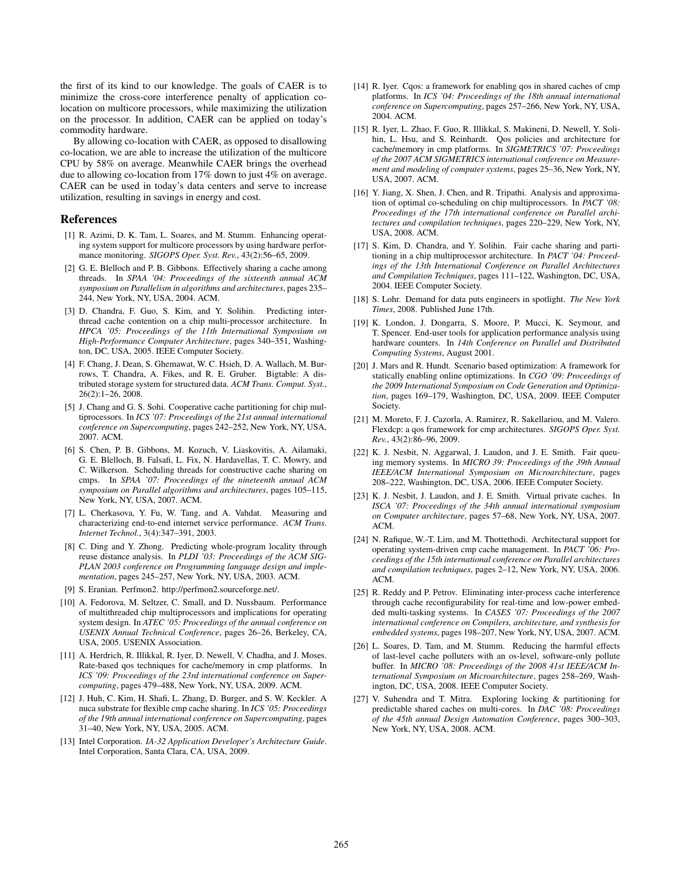the first of its kind to our knowledge. The goals of CAER is to minimize the cross-core interference penalty of application co-location on multicore processors, while maximizing the utilization on the processor. In addition, CAER can be applied on today's commodity hardware.

By allowing co-location with CAER, as opposed to disallowing co-location, we are able to increase the utilization of the multicore CPU by 58% on average. Meanwhile CAER brings the overhead due to allowing co-location from 17% down to just 4% on average. CAER can be used in today's data centers and serve to increase utilization, resulting in savings in energy and cost.

## References

[1] R. Azimi, D. K. Tam, L. Soares, and M. Stumm. Enhancing operating system support for multicore processors by using hardware performance monitoring. *SIGOPS Oper. Syst. Rev.*, 43(2):56–65, 2009.

[2] G. E. Blelloch and P. B. Gibbons. Effectively sharing a cache among threads. In *SPAA '04: Proceedings of the sixteenth annual ACM symposium on Parallelism in algorithms and architectures*, pages 235–244, New York, NY, USA, 2004. ACM.

[3] D. Chandra, F. Guo, S. Kim, and Y. Solihin. Predicting inter-thread cache contention on a chip multi-processor architecture. In *HPCA '05: Proceedings of the 11th International Symposium on High-Performance Computer Architecture*, pages 340–351, Washington, DC, USA, 2005. IEEE Computer Society.

[4] F. Chang, J. Dean, S. Ghemawat, W. C. Hsieh, D. A. Wallach, M. Burrows, T. Chandra, A. Fikes, and R. E. Gruber. Bigtable: A distributed storage system for structured data. *ACM Trans. Comput. Syst.*, 26(2):1–26, 2008.

[5] J. Chang and G. S. Sohi. Cooperative cache partitioning for chip multiprocessors. In *ICS '07: Proceedings of the 21st annual international conference on Supercomputing*, pages 242–252, New York, NY, USA, 2007. ACM.

[6] S. Chen, P. B. Gibbons, M. Kozuch, V. Liaskovitis, A. Ailamaki, G. E. Blelloch, B. Falsafi, L. Fix, N. Hardavellas, T. C. Mowry, and C. Wilkerson. Scheduling threads for constructive cache sharing on cmps. In *SPAA '07: Proceedings of the nineteenth annual ACM symposium on Parallel algorithms and architectures*, pages 105–115, New York, NY, USA, 2007. ACM.

[7] L. Cherkasova, Y. Fu, W. Tang, and A. Vahdat. Measuring and characterizing end-to-end internet service performance. *ACM Trans. Internet Technol.*, 3(4):347–391, 2003.

[8] C. Ding and Y. Zhong. Predicting whole-program locality through reuse distance analysis. In *PLDI '03: Proceedings of the ACM SIGPLAN 2003 conference on Programming language design and implementation*, pages 245–257, New York, NY, USA, 2003. ACM.

[9] S. Eranian. Perfmon2. http://perfmon2.sourceforge.net/.

[10] A. Fedorova, M. Seltzer, C. Small, and D. Nussbaum. Performance of multithreaded chip multiprocessors and implications for operating system design. In *ATEC '05: Proceedings of the annual conference on USENIX Annual Technical Conference*, pages 26–26, Berkeley, CA, USA, 2005. USENIX Association.

[11] A. Herdrich, R. Illikkal, R. Iyer, D. Newell, V. Chadha, and J. Moses. Rate-based qos techniques for cache/memory in cmp platforms. In *ICS '09: Proceedings of the 23rd international conference on Supercomputing*, pages 479–488, New York, NY, USA, 2009. ACM.

[12] J. Huh, C. Kim, H. Shafi, L. Zhang, D. Burger, and S. W. Keckler. A nuca substrate for flexible cmp cache sharing. In *ICS '05: Proceedings of the 19th annual international conference on Supercomputing*, pages 31–40, New York, NY, USA, 2005. ACM.

[13] Intel Corporation. *IA-32 Application Developer's Architecture Guide*. Intel Corporation, Santa Clara, CA, USA, 2009.

[14] R. Iyer. Cqos: a framework for enabling qos in shared caches of cmp platforms. In *ICS '04: Proceedings of the 18th annual international conference on Supercomputing*, pages 257–266, New York, NY, USA, 2004. ACM.

[15] R. Iyer, L. Zhao, F. Guo, R. Illikkal, S. Makineni, D. Newell, Y. Solihin, L. Hsu, and S. Reinhardt. Qos policies and architecture for cache/memory in cmp platforms. In *SIGMETRICS '07: Proceedings of the 2007 ACM SIGMETRICS international conference on Measurement and modeling of computer systems*, pages 25–36, New York, NY, USA, 2007. ACM.

[16] Y. Jiang, X. Shen, J. Chen, and R. Tripathi. Analysis and approximation of optimal co-scheduling on chip multiprocessors. In *PACT '08: Proceedings of the 17th international conference on Parallel architectures and compilation techniques*, pages 220–229, New York, NY, USA, 2008. ACM.

[17] S. Kim, D. Chandra, and Y. Solihin. Fair cache sharing and partitioning in a chip multiprocessor architecture. In *PACT '04: Proceedings of the 13th International Conference on Parallel Architectures and Compilation Techniques*, pages 111–122, Washington, DC, USA, 2004. IEEE Computer Society.

[18] S. Lohr. Demand for data puts engineers in spotlight. *The New York Times*, 2008. Published June 17th.

[19] K. London, J. Dongarra, S. Moore, P. Mucci, K. Seymour, and T. Spencer. End-user tools for application performance analysis using hardware counters. In *14th Conference on Parallel and Distributed Computing Systems*, August 2001.

[20] J. Mars and R. Hundt. Scenario based optimization: A framework for statically enabling online optimizations. In *CGO '09: Proceedings of the 2009 International Symposium on Code Generation and Optimization*, pages 169–179, Washington, DC, USA, 2009. IEEE Computer Society.

[21] M. Moreto, F. J. Cazorla, A. Ramirez, R. Sakellariou, and M. Valero. Flexdcp: a qos framework for cmp architectures. *SIGOPS Oper. Syst. Rev.*, 43(2):86–96, 2009.

[22] K. J. Nesbit, N. Aggarwal, J. Laudon, and J. E. Smith. Fair queuing memory systems. In *MICRO 39: Proceedings of the 39th Annual IEEE/ACM International Symposium on Microarchitecture*, pages 208–222, Washington, DC, USA, 2006. IEEE Computer Society.

[23] K. J. Nesbit, J. Laudon, and J. E. Smith. Virtual private caches. In *ISCA '07: Proceedings of the 34th annual international symposium on Computer architecture*, pages 57–68, New York, NY, USA, 2007. ACM.

[24] N. Rafique, W.-T. Lim, and M. Thottethodi. Architectural support for operating system-driven cmp cache management. In *PACT '06: Proceedings of the 15th international conference on Parallel architectures and compilation techniques*, pages 2–12, New York, NY, USA, 2006. ACM.

[25] R. Reddy and P. Petrov. Eliminating inter-process cache interference through cache reconfigurability for real-time and low-power embedded multi-tasking systems. In *CASES '07: Proceedings of the 2007 international conference on Compilers, architecture, and synthesis for embedded systems*, pages 198–207, New York, NY, USA, 2007. ACM.

[26] L. Soares, D. Tam, and M. Stumm. Reducing the harmful effects of last-level cache polluters with an os-level, software-only pollute buffer. In *MICRO '08: Proceedings of the 2008 41st IEEE/ACM International Symposium on Microarchitecture*, pages 258–269, Washington, DC, USA, 2008. IEEE Computer Society.

[27] V. Suhendra and T. Mitra. Exploring locking & partitioning for predictable shared caches on multi-cores. In *DAC '08: Proceedings of the 45th annual Design Automation Conference*, pages 300–303, New York, NY, USA, 2008. ACM.